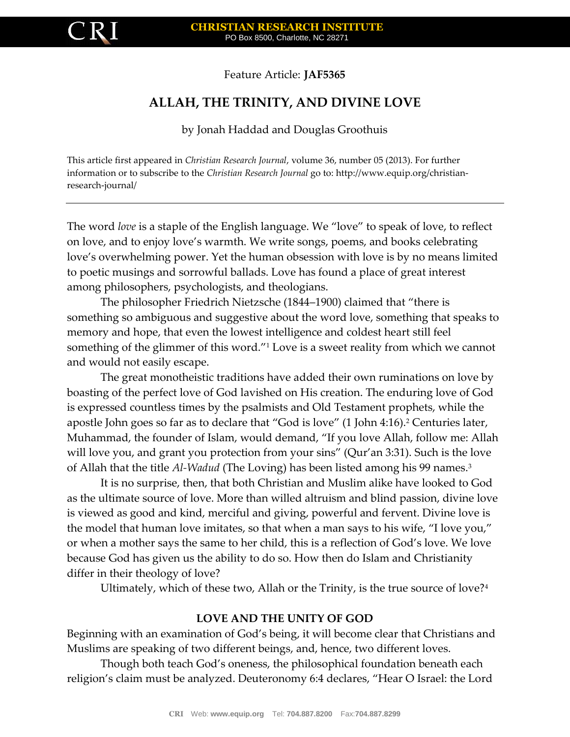Feature Article: **JAF5365**

# ALLAH, THE TRINITY, AND DIVINE LOVE

by Jonah Haddad and Douglas Groothuis

This article first appeared in *Christian Research Journal*, volume 36, number 05 (2013). For further information or to subscribe to the *Christian Research Journal* go to: http://www.equip.org/christian-research-journal/

---

The word *love* is a staple of the English language. We "love" to speak of love, to reflect on love, and to enjoy love's warmth. We write songs, poems, and books celebrating love's overwhelming power. Yet the human obsession with love is by no means limited to poetic musings and sorrowful ballads. Love has found a place of great interest among philosophers, psychologists, and theologians.

The philosopher Friedrich Nietzsche (1844–1900) claimed that "there is something so ambiguous and suggestive about the word love, something that speaks to memory and hope, that even the lowest intelligence and coldest heart still feel something of the glimmer of this word."[1] Love is a sweet reality from which we cannot and would not easily escape.

The great monotheistic traditions have added their own ruminations on love by boasting of the perfect love of God lavished on His creation. The enduring love of God is expressed countless times by the psalmists and Old Testament prophets, while the apostle John goes so far as to declare that "God is love" (1 John 4:16).[2] Centuries later, Muhammad, the founder of Islam, would demand, "If you love Allah, follow me: Allah will love you, and grant you protection from your sins" (Qur'an 3:31). Such is the love of Allah that the title *Al-Wadud* (The Loving) has been listed among his 99 names.[3]

It is no surprise, then, that both Christian and Muslim alike have looked to God as the ultimate source of love. More than willed altruism and blind passion, divine love is viewed as good and kind, merciful and giving, powerful and fervent. Divine love is the model that human love imitates, so that when a man says to his wife, "I love you," or when a mother says the same to her child, this is a reflection of God's love. We love because God has given us the ability to do so. How then do Islam and Christianity differ in their theology of love?

Ultimately, which of these two, Allah or the Trinity, is the true source of love?[4]

## LOVE AND THE UNITY OF GOD

Beginning with an examination of God's being, it will become clear that Christians and Muslims are speaking of two different beings, and, hence, two different loves.

Though both teach God's oneness, the philosophical foundation beneath each religion's claim must be analyzed. Deuteronomy 6:4 declares, "Hear O Israel: the Lord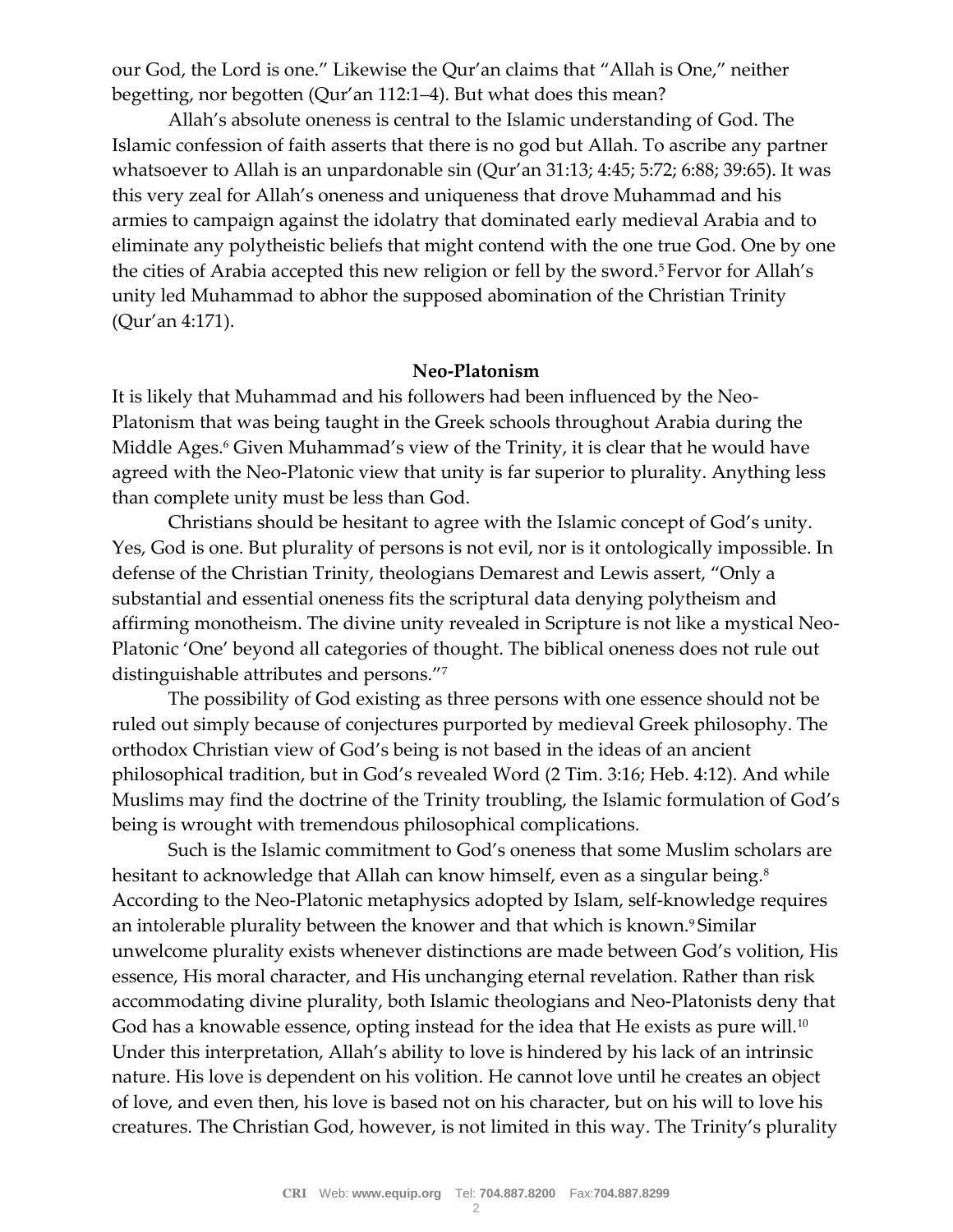our God, the Lord is one." Likewise the Qur'an claims that "Allah is One," neither begetting, nor begotten (Qur'an 112:1–4). But what does this mean?

Allah's absolute oneness is central to the Islamic understanding of God. The Islamic confession of faith asserts that there is no god but Allah. To ascribe any partner whatsoever to Allah is an unpardonable sin (Qur'an 31:13; 4:45; 5:72; 6:88; 39:65). It was this very zeal for Allah's oneness and uniqueness that drove Muhammad and his armies to campaign against the idolatry that dominated early medieval Arabia and to eliminate any polytheistic beliefs that might contend with the one true God. One by one the cities of Arabia accepted this new religion or fell by the sword.[5] Fervor for Allah's unity led Muhammad to abhor the supposed abomination of the Christian Trinity (Qur'an 4:171).

**Neo-Platonism**

It is likely that Muhammad and his followers had been influenced by the Neo-Platonism that was being taught in the Greek schools throughout Arabia during the Middle Ages.[6] Given Muhammad's view of the Trinity, it is clear that he would have agreed with the Neo-Platonic view that unity is far superior to plurality. Anything less than complete unity must be less than God.

Christians should be hesitant to agree with the Islamic concept of God's unity. Yes, God is one. But plurality of persons is not evil, nor is it ontologically impossible. In defense of the Christian Trinity, theologians Demarest and Lewis assert, "Only a substantial and essential oneness fits the scriptural data denying polytheism and affirming monotheism. The divine unity revealed in Scripture is not like a mystical Neo-Platonic 'One' beyond all categories of thought. The biblical oneness does not rule out distinguishable attributes and persons."[7]

The possibility of God existing as three persons with one essence should not be ruled out simply because of conjectures purported by medieval Greek philosophy. The orthodox Christian view of God's being is not based in the ideas of an ancient philosophical tradition, but in God's revealed Word (2 Tim. 3:16; Heb. 4:12). And while Muslims may find the doctrine of the Trinity troubling, the Islamic formulation of God's being is wrought with tremendous philosophical complications.

Such is the Islamic commitment to God's oneness that some Muslim scholars are hesitant to acknowledge that Allah can know himself, even as a singular being.[8] According to the Neo-Platonic metaphysics adopted by Islam, self-knowledge requires an intolerable plurality between the knower and that which is known.[9] Similar unwelcome plurality exists whenever distinctions are made between God's volition, His essence, His moral character, and His unchanging eternal revelation. Rather than risk accommodating divine plurality, both Islamic theologians and Neo-Platonists deny that God has a knowable essence, opting instead for the idea that He exists as pure will.[10] Under this interpretation, Allah's ability to love is hindered by his lack of an intrinsic nature. His love is dependent on his volition. He cannot love until he creates an object of love, and even then, his love is based not on his character, but on his will to love his creatures. The Christian God, however, is not limited in this way. The Trinity's plurality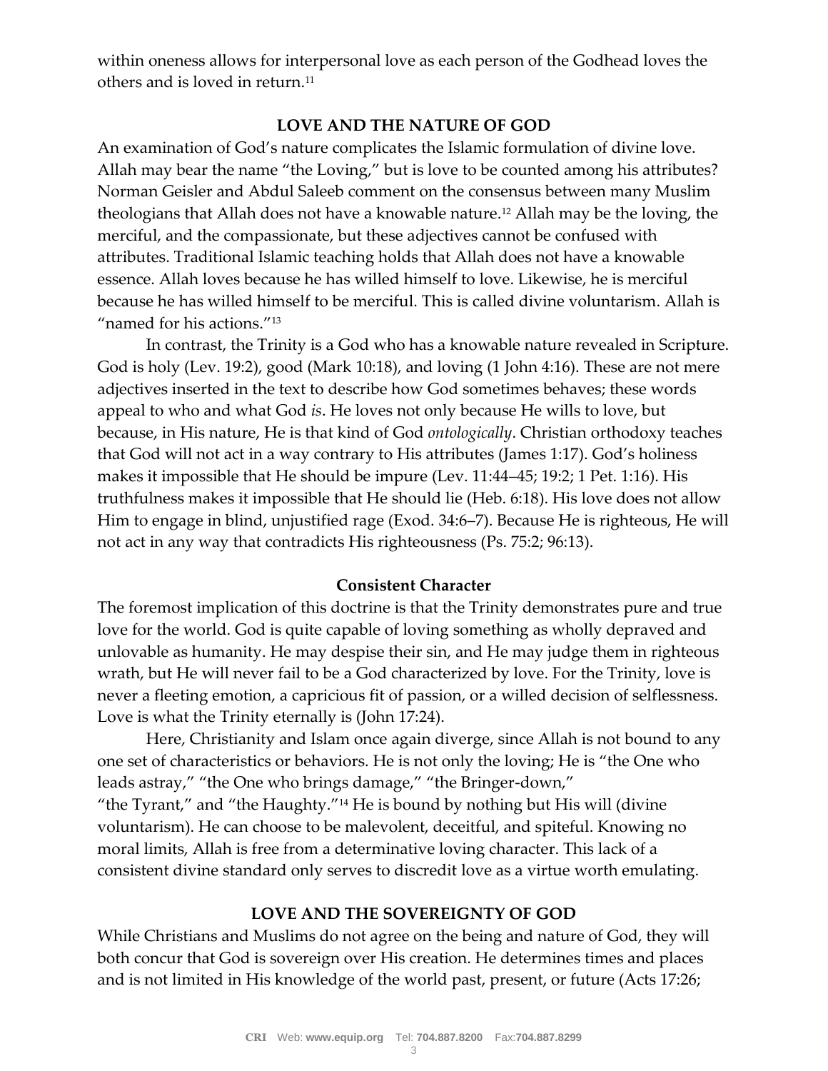within oneness allows for interpersonal love as each person of the Godhead loves the others and is loved in return.[11]

## LOVE AND THE NATURE OF GOD

An examination of God's nature complicates the Islamic formulation of divine love. Allah may bear the name "the Loving," but is love to be counted among his attributes? Norman Geisler and Abdul Saleeb comment on the consensus between many Muslim theologians that Allah does not have a knowable nature.[12] Allah may be the loving, the merciful, and the compassionate, but these adjectives cannot be confused with attributes. Traditional Islamic teaching holds that Allah does not have a knowable essence. Allah loves because he has willed himself to love. Likewise, he is merciful because he has willed himself to be merciful. This is called divine voluntarism. Allah is "named for his actions."[13]

In contrast, the Trinity is a God who has a knowable nature revealed in Scripture. God is holy (Lev. 19:2), good (Mark 10:18), and loving (1 John 4:16). These are not mere adjectives inserted in the text to describe how God sometimes behaves; these words appeal to who and what God *is*. He loves not only because He wills to love, but because, in His nature, He is that kind of God *ontologically*. Christian orthodoxy teaches that God will not act in a way contrary to His attributes (James 1:17). God's holiness makes it impossible that He should be impure (Lev. 11:44–45; 19:2; 1 Pet. 1:16). His truthfulness makes it impossible that He should lie (Heb. 6:18). His love does not allow Him to engage in blind, unjustified rage (Exod. 34:6–7). Because He is righteous, He will not act in any way that contradicts His righteousness (Ps. 75:2; 96:13).

### Consistent Character

The foremost implication of this doctrine is that the Trinity demonstrates pure and true love for the world. God is quite capable of loving something as wholly depraved and unlovable as humanity. He may despise their sin, and He may judge them in righteous wrath, but He will never fail to be a God characterized by love. For the Trinity, love is never a fleeting emotion, a capricious fit of passion, or a willed decision of selflessness. Love is what the Trinity eternally is (John 17:24).

Here, Christianity and Islam once again diverge, since Allah is not bound to any one set of characteristics or behaviors. He is not only the loving; He is "the One who leads astray," "the One who brings damage," "the Bringer-down," "the Tyrant," and "the Haughty."[14] He is bound by nothing but His will (divine voluntarism). He can choose to be malevolent, deceitful, and spiteful. Knowing no moral limits, Allah is free from a determinative loving character. This lack of a consistent divine standard only serves to discredit love as a virtue worth emulating.

## LOVE AND THE SOVEREIGNTY OF GOD

While Christians and Muslims do not agree on the being and nature of God, they will both concur that God is sovereign over His creation. He determines times and places and is not limited in His knowledge of the world past, present, or future (Acts 17:26;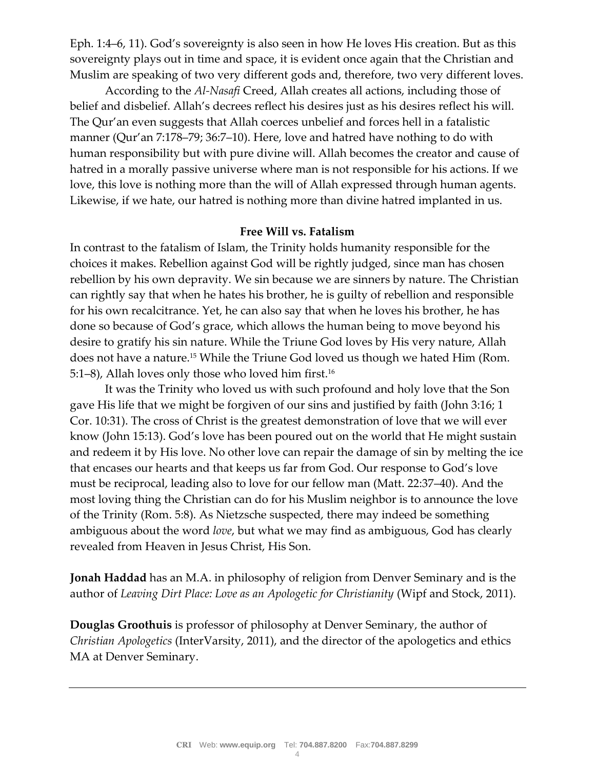Eph. 1:4–6, 11). God's sovereignty is also seen in how He loves His creation. But as this sovereignty plays out in time and space, it is evident once again that the Christian and Muslim are speaking of two very different gods and, therefore, two very different loves.

According to the *Al-Nasafi* Creed, Allah creates all actions, including those of belief and disbelief. Allah's decrees reflect his desires just as his desires reflect his will. The Qur'an even suggests that Allah coerces unbelief and forces hell in a fatalistic manner (Qur'an 7:178–79; 36:7–10). Here, love and hatred have nothing to do with human responsibility but with pure divine will. Allah becomes the creator and cause of hatred in a morally passive universe where man is not responsible for his actions. If we love, this love is nothing more than the will of Allah expressed through human agents. Likewise, if we hate, our hatred is nothing more than divine hatred implanted in us.

**Free Will vs. Fatalism**

In contrast to the fatalism of Islam, the Trinity holds humanity responsible for the choices it makes. Rebellion against God will be rightly judged, since man has chosen rebellion by his own depravity. We sin because we are sinners by nature. The Christian can rightly say that when he hates his brother, he is guilty of rebellion and responsible for his own recalcitrance. Yet, he can also say that when he loves his brother, he has done so because of God's grace, which allows the human being to move beyond his desire to gratify his sin nature. While the Triune God loves by His very nature, Allah does not have a nature.[15] While the Triune God loved us though we hated Him (Rom. 5:1–8), Allah loves only those who loved him first.[16]

It was the Trinity who loved us with such profound and holy love that the Son gave His life that we might be forgiven of our sins and justified by faith (John 3:16; 1 Cor. 10:31). The cross of Christ is the greatest demonstration of love that we will ever know (John 15:13). God's love has been poured out on the world that He might sustain and redeem it by His love. No other love can repair the damage of sin by melting the ice that encases our hearts and that keeps us far from God. Our response to God's love must be reciprocal, leading also to love for our fellow man (Matt. 22:37–40). And the most loving thing the Christian can do for his Muslim neighbor is to announce the love of the Trinity (Rom. 5:8). As Nietzsche suspected, there may indeed be something ambiguous about the word *love*, but what we may find as ambiguous, God has clearly revealed from Heaven in Jesus Christ, His Son.

**Jonah Haddad** has an M.A. in philosophy of religion from Denver Seminary and is the author of *Leaving Dirt Place: Love as an Apologetic for Christianity* (Wipf and Stock, 2011).

**Douglas Groothuis** is professor of philosophy at Denver Seminary, the author of *Christian Apologetics* (InterVarsity, 2011), and the director of the apologetics and ethics MA at Denver Seminary.

---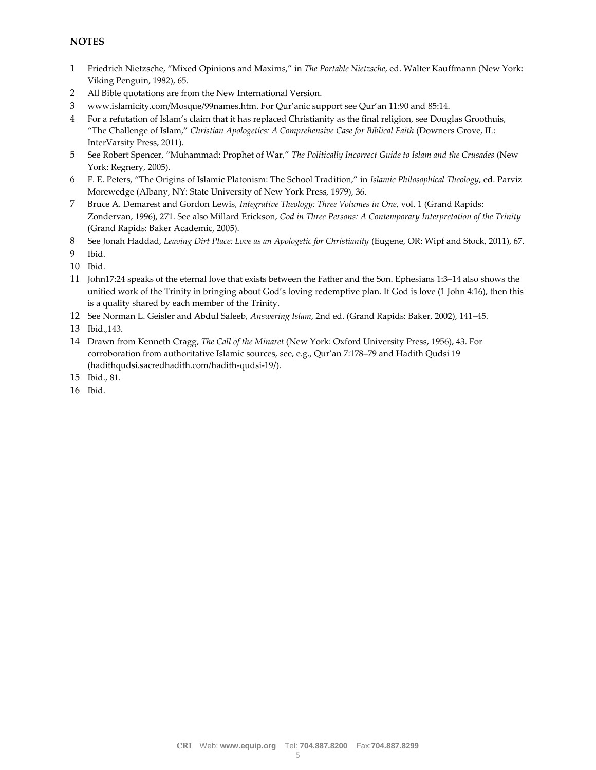**NOTES**

1. Friedrich Nietzsche, "Mixed Opinions and Maxims," in *The Portable Nietzsche*, ed. Walter Kauffmann (New York: Viking Penguin, 1982), 65.
2. All Bible quotations are from the New International Version.
3. www.islamicity.com/Mosque/99names.htm. For Qur'anic support see Qur'an 11:90 and 85:14.
4. For a refutation of Islam's claim that it has replaced Christianity as the final religion, see Douglas Groothuis, "The Challenge of Islam," *Christian Apologetics: A Comprehensive Case for Biblical Faith* (Downers Grove, IL: InterVarsity Press, 2011).
5. See Robert Spencer, "Muhammad: Prophet of War," *The Politically Incorrect Guide to Islam and the Crusades* (New York: Regnery, 2005).
6. F. E. Peters, "The Origins of Islamic Platonism: The School Tradition," in *Islamic Philosophical Theology*, ed. Parviz Morewedge (Albany, NY: State University of New York Press, 1979), 36.
7. Bruce A. Demarest and Gordon Lewis, *Integrative Theology: Three Volumes in One*, vol. 1 (Grand Rapids: Zondervan, 1996), 271. See also Millard Erickson, *God in Three Persons: A Contemporary Interpretation of the Trinity* (Grand Rapids: Baker Academic, 2005).
8. See Jonah Haddad, *Leaving Dirt Place: Love as an Apologetic for Christianity* (Eugene, OR: Wipf and Stock, 2011), 67.
9. Ibid.
10. Ibid.
11. John17:24 speaks of the eternal love that exists between the Father and the Son. Ephesians 1:3–14 also shows the unified work of the Trinity in bringing about God's loving redemptive plan. If God is love (1 John 4:16), then this is a quality shared by each member of the Trinity.
12. See Norman L. Geisler and Abdul Saleeb, *Answering Islam*, 2nd ed. (Grand Rapids: Baker, 2002), 141–45.
13. Ibid.,143.
14. Drawn from Kenneth Cragg, *The Call of the Minaret* (New York: Oxford University Press, 1956), 43. For corroboration from authoritative Islamic sources, see, e.g., Qur'an 7:178–79 and Hadith Qudsi 19 (hadithqudsi.sacredhadith.com/hadith-qudsi-19/).
15. Ibid., 81.
16. Ibid.